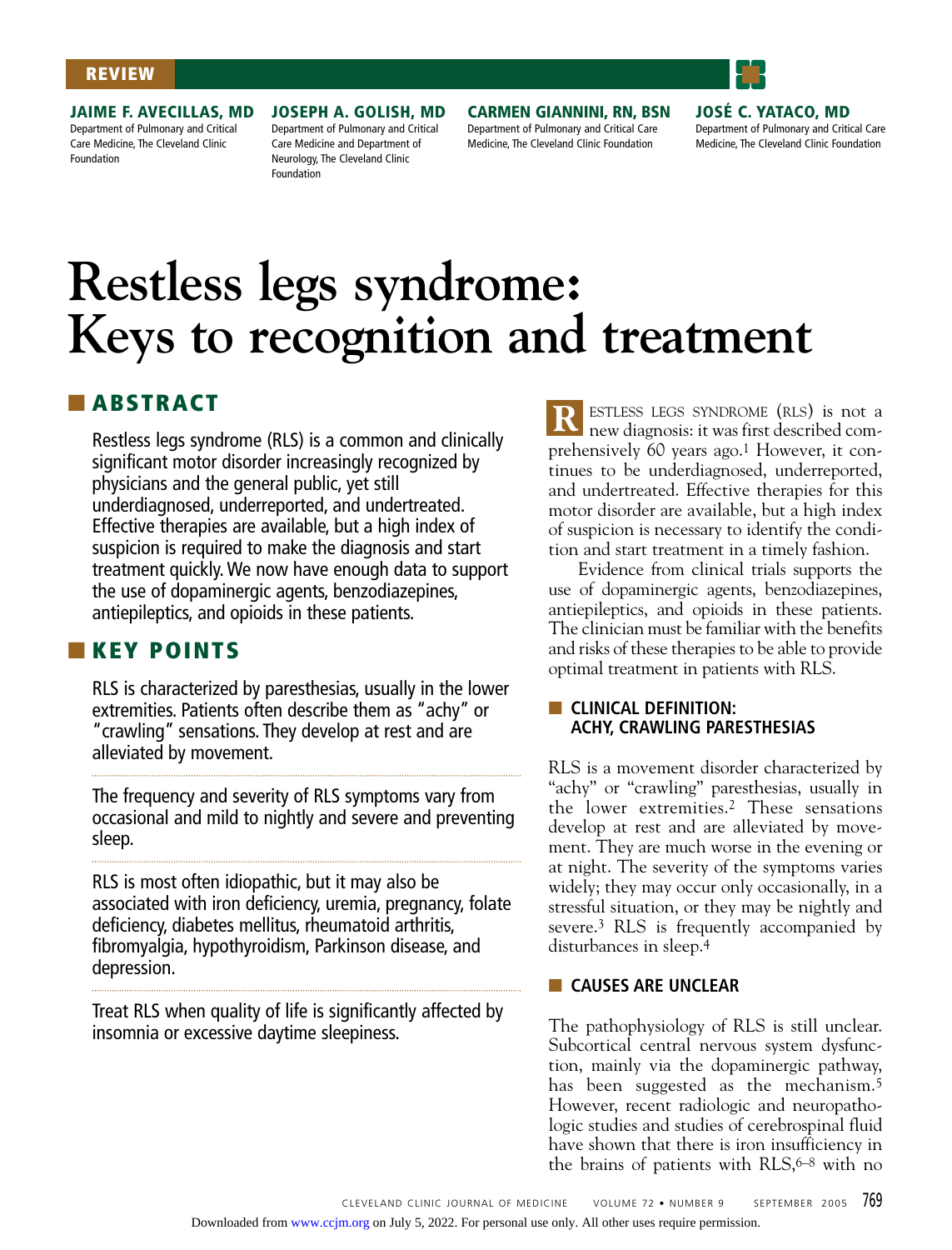REVIEW

**JAIME F. AVECILLAS, MD**
Department of Pulmonary and Critical Care Medicine, The Cleveland Clinic Foundation

**JOSEPH A. GOLISH, MD**
Department of Pulmonary and Critical Care Medicine and Department of Neurology, The Cleveland Clinic Foundation

**CARMEN GIANNINI, RN, BSN**
Department of Pulmonary and Critical Care Medicine, The Cleveland Clinic Foundation

**JOSÉ C. YATACO, MD**
Department of Pulmonary and Critical Care Medicine, The Cleveland Clinic Foundation

# Restless legs syndrome: Keys to recognition and treatment

## ABSTRACT

Restless legs syndrome (RLS) is a common and clinically significant motor disorder increasingly recognized by physicians and the general public, yet still underdiagnosed, underreported, and undertreated. Effective therapies are available, but a high index of suspicion is required to make the diagnosis and start treatment quickly. We now have enough data to support the use of dopaminergic agents, benzodiazepines, antiepileptics, and opioids in these patients.

## KEY POINTS

RLS is characterized by paresthesias, usually in the lower extremities. Patients often describe them as "achy" or "crawling" sensations. They develop at rest and are alleviated by movement.

The frequency and severity of RLS symptoms vary from occasional and mild to nightly and severe and preventing sleep.

RLS is most often idiopathic, but it may also be associated with iron deficiency, uremia, pregnancy, folate deficiency, diabetes mellitus, rheumatoid arthritis, fibromyalgia, hypothyroidism, Parkinson disease, and depression.

Treat RLS when quality of life is significantly affected by insomnia or excessive daytime sleepiness.

RESTLESS LEGS SYNDROME (RLS) is not a new diagnosis: it was first described comprehensively 60 years ago.[1] However, it continues to be underdiagnosed, underreported, and undertreated. Effective therapies for this motor disorder are available, but a high index of suspicion is necessary to identify the condition and start treatment in a timely fashion.

Evidence from clinical trials supports the use of dopaminergic agents, benzodiazepines, antiepileptics, and opioids in these patients. The clinician must be familiar with the benefits and risks of these therapies to be able to provide optimal treatment in patients with RLS.

## CLINICAL DEFINITION: ACHY, CRAWLING PARESTHESIAS

RLS is a movement disorder characterized by "achy" or "crawling" paresthesias, usually in the lower extremities.[2] These sensations develop at rest and are alleviated by movement. They are much worse in the evening or at night. The severity of the symptoms varies widely; they may occur only occasionally, in a stressful situation, or they may be nightly and severe.[3] RLS is frequently accompanied by disturbances in sleep.[4]

## CAUSES ARE UNCLEAR

The pathophysiology of RLS is still unclear. Subcortical central nervous system dysfunction, mainly via the dopaminergic pathway, has been suggested as the mechanism.[5] However, recent radiologic and neuropathologic studies and studies of cerebrospinal fluid have shown that there is iron insufficiency in the brains of patients with RLS,[6–8] with no

Downloaded from www.ccjm.org on July 5, 2022. For personal use only. All other uses require permission.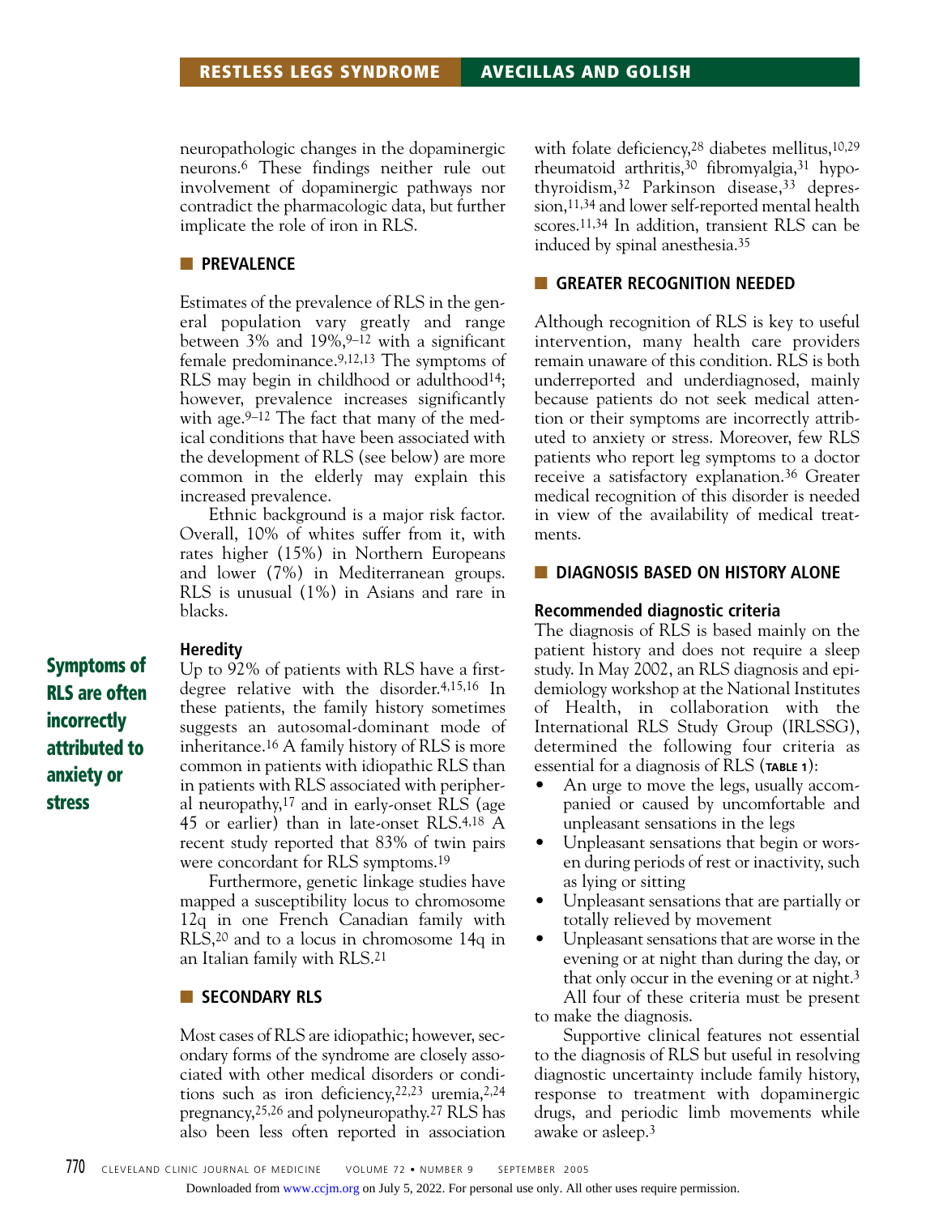neuropathologic changes in the dopaminergic neurons.[6] These findings neither rule out involvement of dopaminergic pathways nor contradict the pharmacologic data, but further implicate the role of iron in RLS.

## PREVALENCE

Estimates of the prevalence of RLS in the general population vary greatly and range between 3% and 19%,[9–12] with a significant female predominance.[9,12,13] The symptoms of RLS may begin in childhood or adulthood[14]; however, prevalence increases significantly with age.[9–12] The fact that many of the medical conditions that have been associated with the development of RLS (see below) are more common in the elderly may explain this increased prevalence.

Ethnic background is a major risk factor. Overall, 10% of whites suffer from it, with rates higher (15%) in Northern Europeans and lower (7%) in Mediterranean groups. RLS is unusual (1%) in Asians and rare in blacks.

### Heredity

Up to 92% of patients with RLS have a first-degree relative with the disorder.[4,15,16] In these patients, the family history sometimes suggests an autosomal-dominant mode of inheritance.[16] A family history of RLS is more common in patients with idiopathic RLS than in patients with RLS associated with peripheral neuropathy,[17] and in early-onset RLS (age 45 or earlier) than in late-onset RLS.[4,18] A recent study reported that 83% of twin pairs were concordant for RLS symptoms.[19]

Furthermore, genetic linkage studies have mapped a susceptibility locus to chromosome 12q in one French Canadian family with RLS,[20] and to a locus in chromosome 14q in an Italian family with RLS.[21]

**Symptoms of RLS are often incorrectly attributed to anxiety or stress**

## SECONDARY RLS

Most cases of RLS are idiopathic; however, secondary forms of the syndrome are closely associated with other medical disorders or conditions such as iron deficiency,[22,23] uremia,[2,24] pregnancy,[25,26] and polyneuropathy.[27] RLS has also been less often reported in association with folate deficiency,[28] diabetes mellitus,[10,29] rheumatoid arthritis,[30] fibromyalgia,[31] hypothyroidism,[32] Parkinson disease,[33] depression,[11,34] and lower self-reported mental health scores.[11,34] In addition, transient RLS can be induced by spinal anesthesia.[35]

## GREATER RECOGNITION NEEDED

Although recognition of RLS is key to useful intervention, many health care providers remain unaware of this condition. RLS is both underreported and underdiagnosed, mainly because patients do not seek medical attention or their symptoms are incorrectly attributed to anxiety or stress. Moreover, few RLS patients who report leg symptoms to a doctor receive a satisfactory explanation.[36] Greater medical recognition of this disorder is needed in view of the availability of medical treatments.

## DIAGNOSIS BASED ON HISTORY ALONE

### Recommended diagnostic criteria

The diagnosis of RLS is based mainly on the patient history and does not require a sleep study. In May 2002, an RLS diagnosis and epidemiology workshop at the National Institutes of Health, in collaboration with the International RLS Study Group (IRLSSG), determined the following four criteria as essential for a diagnosis of RLS (**TABLE 1**):

- An urge to move the legs, usually accompanied or caused by uncomfortable and unpleasant sensations in the legs
- Unpleasant sensations that begin or worsen during periods of rest or inactivity, such as lying or sitting
- Unpleasant sensations that are partially or totally relieved by movement
- Unpleasant sensations that are worse in the evening or at night than during the day, or that only occur in the evening or at night.[3]

All four of these criteria must be present to make the diagnosis.

Supportive clinical features not essential to the diagnosis of RLS but useful in resolving diagnostic uncertainty include family history, response to treatment with dopaminergic drugs, and periodic limb movements while awake or asleep.[3]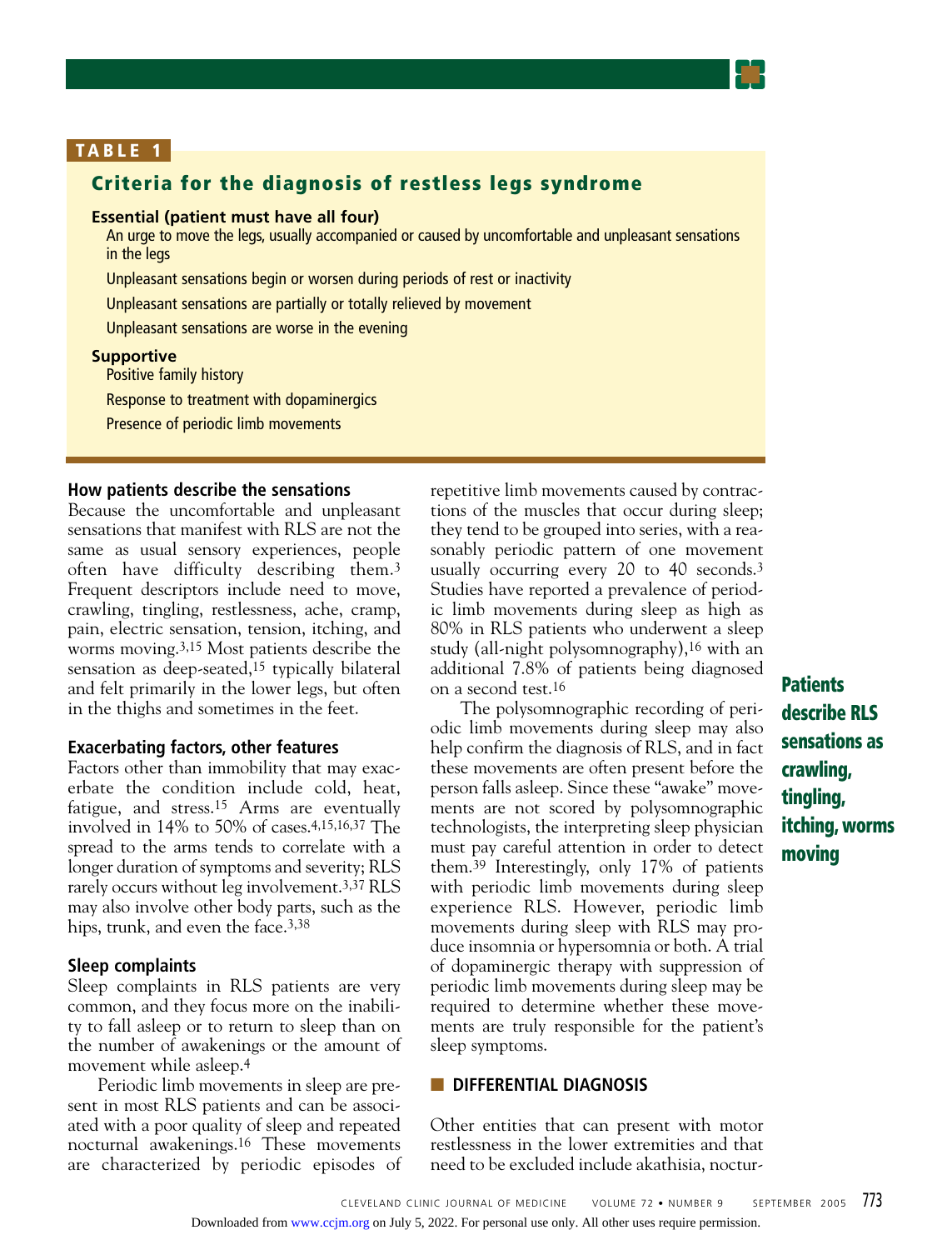## TABLE 1

### Criteria for the diagnosis of restless legs syndrome

**Essential (patient must have all four)**

- An urge to move the legs, usually accompanied or caused by uncomfortable and unpleasant sensations in the legs
- Unpleasant sensations begin or worsen during periods of rest or inactivity
- Unpleasant sensations are partially or totally relieved by movement
- Unpleasant sensations are worse in the evening

**Supportive**

- Positive family history
- Response to treatment with dopaminergics
- Presence of periodic limb movements

### How patients describe the sensations

Because the uncomfortable and unpleasant sensations that manifest with RLS are not the same as usual sensory experiences, people often have difficulty describing them.[3] Frequent descriptors include need to move, crawling, tingling, restlessness, ache, cramp, pain, electric sensation, tension, itching, and worms moving.[3,15] Most patients describe the sensation as deep-seated,[15] typically bilateral and felt primarily in the lower legs, but often in the thighs and sometimes in the feet.

### Exacerbating factors, other features

Factors other than immobility that may exacerbate the condition include cold, heat, fatigue, and stress.[15] Arms are eventually involved in 14% to 50% of cases.[4,15,16,37] The spread to the arms tends to correlate with a longer duration of symptoms and severity; RLS rarely occurs without leg involvement.[3,37] RLS may also involve other body parts, such as the hips, trunk, and even the face.[3,38]

### Sleep complaints

Sleep complaints in RLS patients are very common, and they focus more on the inability to fall asleep or to return to sleep than on the number of awakenings or the amount of movement while asleep.[4]

Periodic limb movements in sleep are present in most RLS patients and can be associated with a poor quality of sleep and repeated nocturnal awakenings.[16] These movements are characterized by periodic episodes of repetitive limb movements caused by contractions of the muscles that occur during sleep; they tend to be grouped into series, with a reasonably periodic pattern of one movement usually occurring every 20 to 40 seconds.[3] Studies have reported a prevalence of periodic limb movements during sleep as high as 80% in RLS patients who underwent a sleep study (all-night polysomnography),[16] with an additional 7.8% of patients being diagnosed on a second test.[16]

The polysomnographic recording of periodic limb movements during sleep may also help confirm the diagnosis of RLS, and in fact these movements are often present before the person falls asleep. Since these "awake" movements are not scored by polysomnographic technologists, the interpreting sleep physician must pay careful attention in order to detect them.[39] Interestingly, only 17% of patients with periodic limb movements during sleep experience RLS. However, periodic limb movements during sleep with RLS may produce insomnia or hypersomnia or both. A trial of dopaminergic therapy with suppression of periodic limb movements during sleep may be required to determine whether these movements are truly responsible for the patient's sleep symptoms.

**Patients describe RLS sensations as crawling, tingling, itching, worms moving**

## DIFFERENTIAL DIAGNOSIS

Other entities that can present with motor restlessness in the lower extremities and that need to be excluded include akathisia, noctur-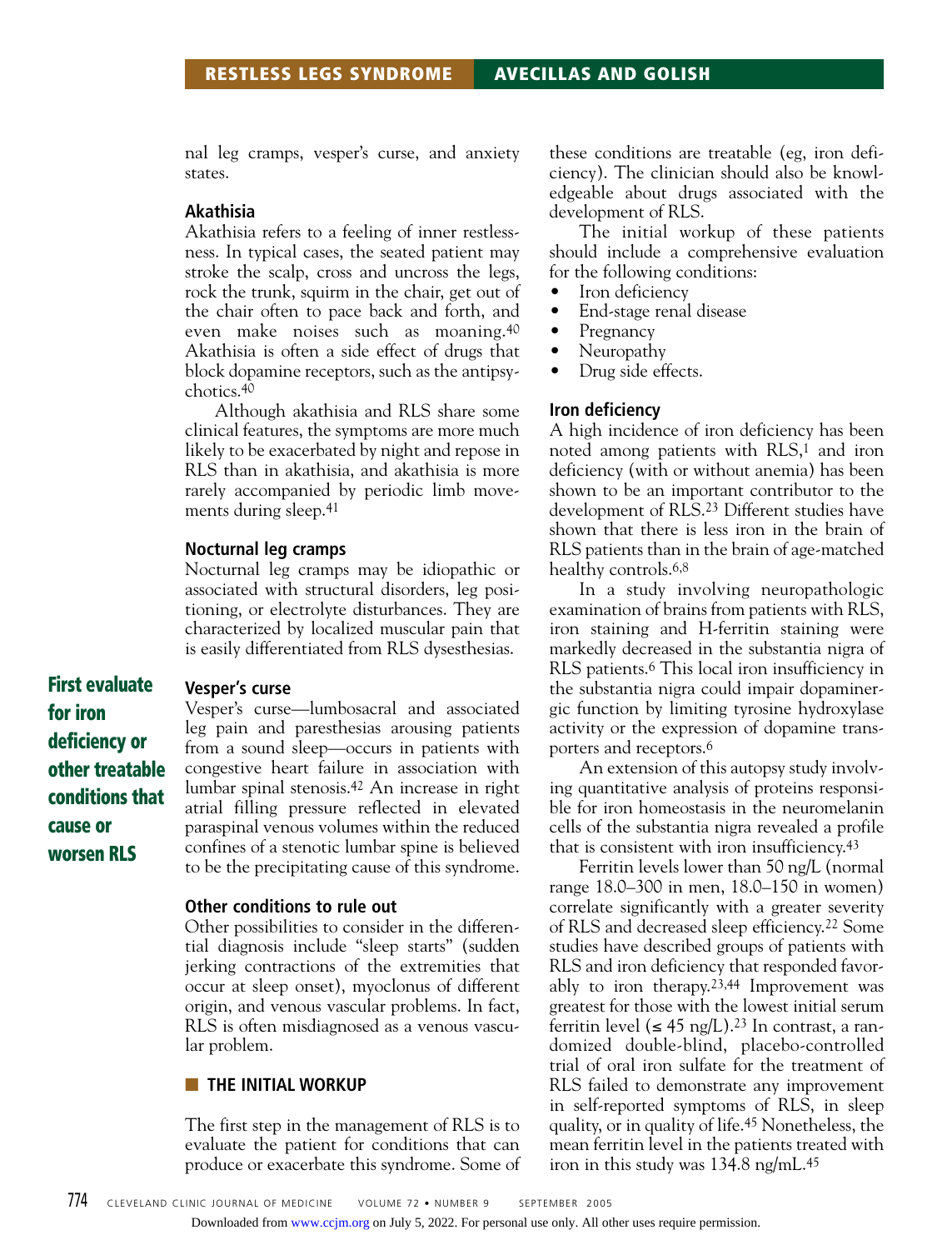nal leg cramps, vesper's curse, and anxiety states.

### Akathisia

Akathisia refers to a feeling of inner restlessness. In typical cases, the seated patient may stroke the scalp, cross and uncross the legs, rock the trunk, squirm in the chair, get out of the chair often to pace back and forth, and even make noises such as moaning.[40] Akathisia is often a side effect of drugs that block dopamine receptors, such as the antipsychotics.[40]

Although akathisia and RLS share some clinical features, the symptoms are more much likely to be exacerbated by night and repose in RLS than in akathisia, and akathisia is more rarely accompanied by periodic limb movements during sleep.[41]

### Nocturnal leg cramps

Nocturnal leg cramps may be idiopathic or associated with structural disorders, leg positioning, or electrolyte disturbances. They are characterized by localized muscular pain that is easily differentiated from RLS dysesthesias.

**First evaluate for iron deficiency or other treatable conditions that cause or worsen RLS**

### Vesper's curse

Vesper's curse—lumbosacral and associated leg pain and paresthesias arousing patients from a sound sleep—occurs in patients with congestive heart failure in association with lumbar spinal stenosis.[42] An increase in right atrial filling pressure reflected in elevated paraspinal venous volumes within the reduced confines of a stenotic lumbar spine is believed to be the precipitating cause of this syndrome.

### Other conditions to rule out

Other possibilities to consider in the differential diagnosis include "sleep starts" (sudden jerking contractions of the extremities that occur at sleep onset), myoclonus of different origin, and venous vascular problems. In fact, RLS is often misdiagnosed as a venous vascular problem.

## THE INITIAL WORKUP

The first step in the management of RLS is to evaluate the patient for conditions that can produce or exacerbate this syndrome. Some of these conditions are treatable (eg, iron deficiency). The clinician should also be knowledgeable about drugs associated with the development of RLS.

The initial workup of these patients should include a comprehensive evaluation for the following conditions:

- Iron deficiency
- End-stage renal disease
- Pregnancy
- Neuropathy
- Drug side effects.

### Iron deficiency

A high incidence of iron deficiency has been noted among patients with RLS,[1] and iron deficiency (with or without anemia) has been shown to be an important contributor to the development of RLS.[23] Different studies have shown that there is less iron in the brain of RLS patients than in the brain of age-matched healthy controls.[6,8]

In a study involving neuropathologic examination of brains from patients with RLS, iron staining and H-ferritin staining were markedly decreased in the substantia nigra of RLS patients.[6] This local iron insufficiency in the substantia nigra could impair dopaminergic function by limiting tyrosine hydroxylase activity or the expression of dopamine transporters and receptors.[6]

An extension of this autopsy study involving quantitative analysis of proteins responsible for iron homeostasis in the neuromelanin cells of the substantia nigra revealed a profile that is consistent with iron insufficiency.[43]

Ferritin levels lower than 50 ng/L (normal range 18.0–300 in men, 18.0–150 in women) correlate significantly with a greater severity of RLS and decreased sleep efficiency.[22] Some studies have described groups of patients with RLS and iron deficiency that responded favorably to iron therapy.[23,44] Improvement was greatest for those with the lowest initial serum ferritin level (≤ 45 ng/L).[23] In contrast, a randomized double-blind, placebo-controlled trial of oral iron sulfate for the treatment of RLS failed to demonstrate any improvement in self-reported symptoms of RLS, in sleep quality, or in quality of life.[45] Nonetheless, the mean ferritin level in the patients treated with iron in this study was 134.8 ng/mL.[45]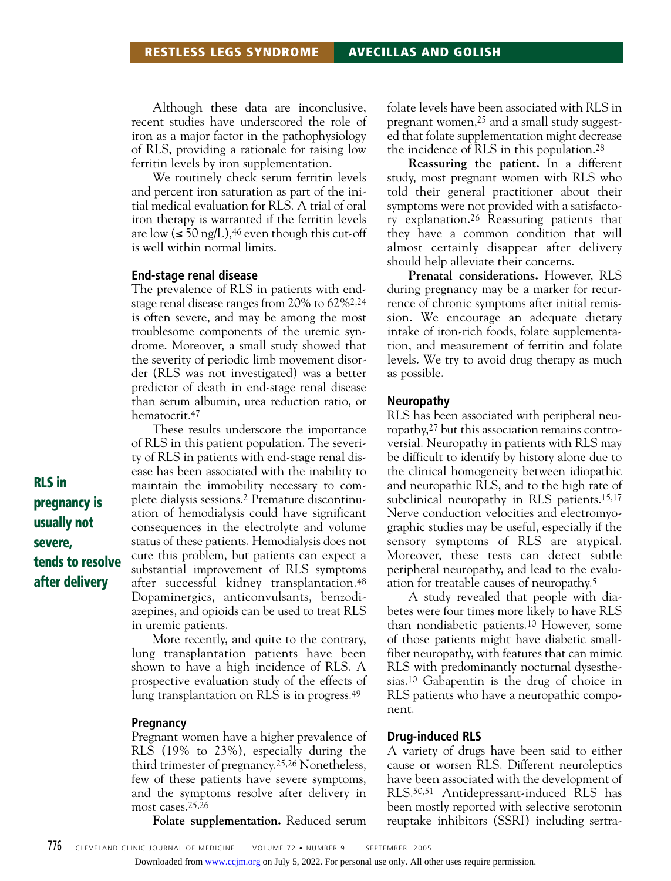Although these data are inconclusive, recent studies have underscored the role of iron as a major factor in the pathophysiology of RLS, providing a rationale for raising low ferritin levels by iron supplementation.

We routinely check serum ferritin levels and percent iron saturation as part of the initial medical evaluation for RLS. A trial of oral iron therapy is warranted if the ferritin levels are low (≤ 50 ng/L),[46] even though this cut-off is well within normal limits.

### End-stage renal disease

The prevalence of RLS in patients with end-stage renal disease ranges from 20% to 62%[2,24] is often severe, and may be among the most troublesome components of the uremic syndrome. Moreover, a small study showed that the severity of periodic limb movement disorder (RLS was not investigated) was a better predictor of death in end-stage renal disease than serum albumin, urea reduction ratio, or hematocrit.[47]

These results underscore the importance of RLS in this patient population. The severity of RLS in patients with end-stage renal disease has been associated with the inability to maintain the immobility necessary to complete dialysis sessions.[2] Premature discontinuation of hemodialysis could have significant consequences in the electrolyte and volume status of these patients. Hemodialysis does not cure this problem, but patients can expect a substantial improvement of RLS symptoms after successful kidney transplantation.[48] Dopaminergics, anticonvulsants, benzodiazepines, and opioids can be used to treat RLS in uremic patients.

More recently, and quite to the contrary, lung transplantation patients have been shown to have a high incidence of RLS. A prospective evaluation study of the effects of lung transplantation on RLS is in progress.[49]

**RLS in pregnancy is usually not severe, tends to resolve after delivery**

### Pregnancy

Pregnant women have a higher prevalence of RLS (19% to 23%), especially during the third trimester of pregnancy.[25,26] Nonetheless, few of these patients have severe symptoms, and the symptoms resolve after delivery in most cases.[25,26]

**Folate supplementation.** Reduced serum folate levels have been associated with RLS in pregnant women,[25] and a small study suggested that folate supplementation might decrease the incidence of RLS in this population.[28]

**Reassuring the patient.** In a different study, most pregnant women with RLS who told their general practitioner about their symptoms were not provided with a satisfactory explanation.[26] Reassuring patients that they have a common condition that will almost certainly disappear after delivery should help alleviate their concerns.

**Prenatal considerations.** However, RLS during pregnancy may be a marker for recurrence of chronic symptoms after initial remission. We encourage an adequate dietary intake of iron-rich foods, folate supplementation, and measurement of ferritin and folate levels. We try to avoid drug therapy as much as possible.

### Neuropathy

RLS has been associated with peripheral neuropathy,[27] but this association remains controversial. Neuropathy in patients with RLS may be difficult to identify by history alone due to the clinical homogeneity between idiopathic and neuropathic RLS, and to the high rate of subclinical neuropathy in RLS patients.[15,17] Nerve conduction velocities and electromyographic studies may be useful, especially if the sensory symptoms of RLS are atypical. Moreover, these tests can detect subtle peripheral neuropathy, and lead to the evaluation for treatable causes of neuropathy.[5]

A study revealed that people with diabetes were four times more likely to have RLS than nondiabetic patients.[10] However, some of those patients might have diabetic small-fiber neuropathy, with features that can mimic RLS with predominantly nocturnal dysesthesias.[10] Gabapentin is the drug of choice in RLS patients who have a neuropathic component.

### Drug-induced RLS

A variety of drugs have been said to either cause or worsen RLS. Different neuroleptics have been associated with the development of RLS.[50,51] Antidepressant-induced RLS has been mostly reported with selective serotonin reuptake inhibitors (SSRI) including sertra-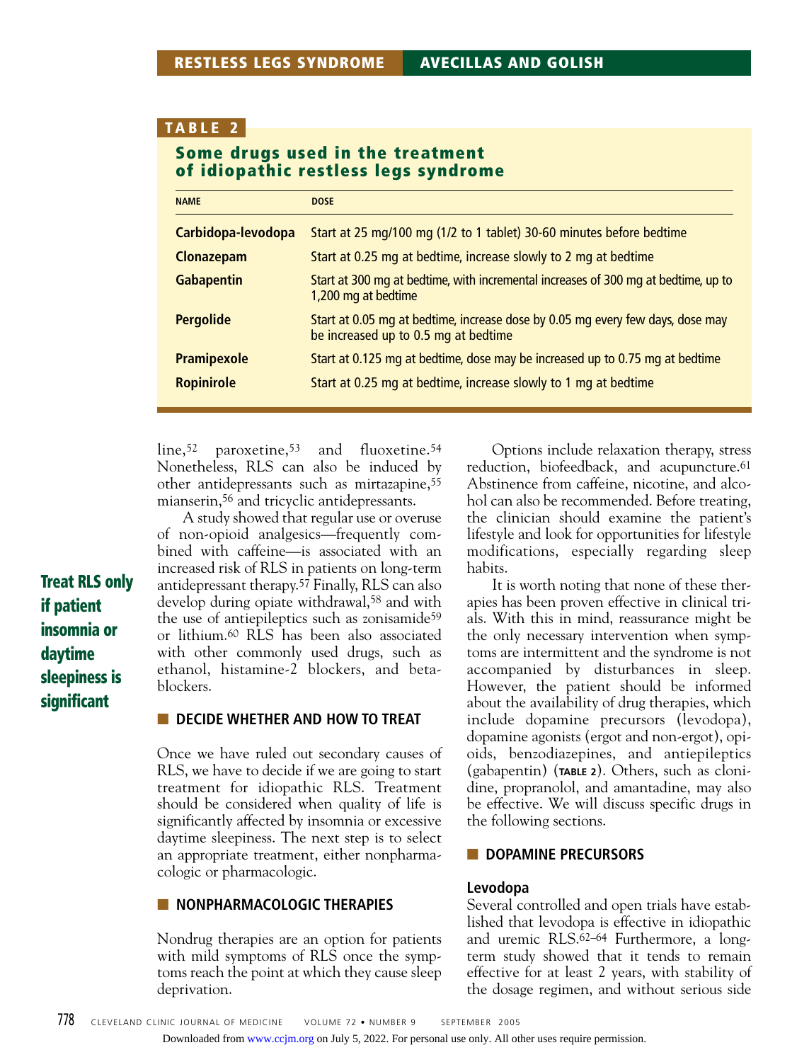**TABLE 2**

**Some drugs used in the treatment of idiopathic restless legs syndrome**

| NAME | DOSE |
|---|---|
| Carbidopa-levodopa | Start at 25 mg/100 mg (1/2 to 1 tablet) 30-60 minutes before bedtime |
| Clonazepam | Start at 0.25 mg at bedtime, increase slowly to 2 mg at bedtime |
| Gabapentin | Start at 300 mg at bedtime, with incremental increases of 300 mg at bedtime, up to 1,200 mg at bedtime |
| Pergolide | Start at 0.05 mg at bedtime, increase dose by 0.05 mg every few days, dose may be increased up to 0.5 mg at bedtime |
| Pramipexole | Start at 0.125 mg at bedtime, dose may be increased up to 0.75 mg at bedtime |
| Ropinirole | Start at 0.25 mg at bedtime, increase slowly to 1 mg at bedtime |

line,[52] paroxetine,[53] and fluoxetine.[54] Nonetheless, RLS can also be induced by other antidepressants such as mirtazapine,[55] mianserin,[56] and tricyclic antidepressants.

A study showed that regular use or overuse of non-opioid analgesics—frequently combined with caffeine—is associated with an increased risk of RLS in patients on long-term antidepressant therapy.[57] Finally, RLS can also develop during opiate withdrawal,[58] and with the use of antiepileptics such as zonisamide[59] or lithium.[60] RLS has been also associated with other commonly used drugs, such as ethanol, histamine-2 blockers, and beta-blockers.

**Treat RLS only if patient insomnia or daytime sleepiness is significant**

## DECIDE WHETHER AND HOW TO TREAT

Once we have ruled out secondary causes of RLS, we have to decide if we are going to start treatment for idiopathic RLS. Treatment should be considered when quality of life is significantly affected by insomnia or excessive daytime sleepiness. The next step is to select an appropriate treatment, either nonpharmacologic or pharmacologic.

## NONPHARMACOLOGIC THERAPIES

Nondrug therapies are an option for patients with mild symptoms of RLS once the symptoms reach the point at which they cause sleep deprivation.

Options include relaxation therapy, stress reduction, biofeedback, and acupuncture.[61] Abstinence from caffeine, nicotine, and alcohol can also be recommended. Before treating, the clinician should examine the patient's lifestyle and look for opportunities for lifestyle modifications, especially regarding sleep habits.

It is worth noting that none of these therapies has been proven effective in clinical trials. With this in mind, reassurance might be the only necessary intervention when symptoms are intermittent and the syndrome is not accompanied by disturbances in sleep. However, the patient should be informed about the availability of drug therapies, which include dopamine precursors (levodopa), dopamine agonists (ergot and non-ergot), opioids, benzodiazepines, and antiepileptics (gabapentin) (**TABLE 2**). Others, such as clonidine, propranolol, and amantadine, may also be effective. We will discuss specific drugs in the following sections.

## DOPAMINE PRECURSORS

### Levodopa

Several controlled and open trials have established that levodopa is effective in idiopathic and uremic RLS.[62–64] Furthermore, a long-term study showed that it tends to remain effective for at least 2 years, with stability of the dosage regimen, and without serious side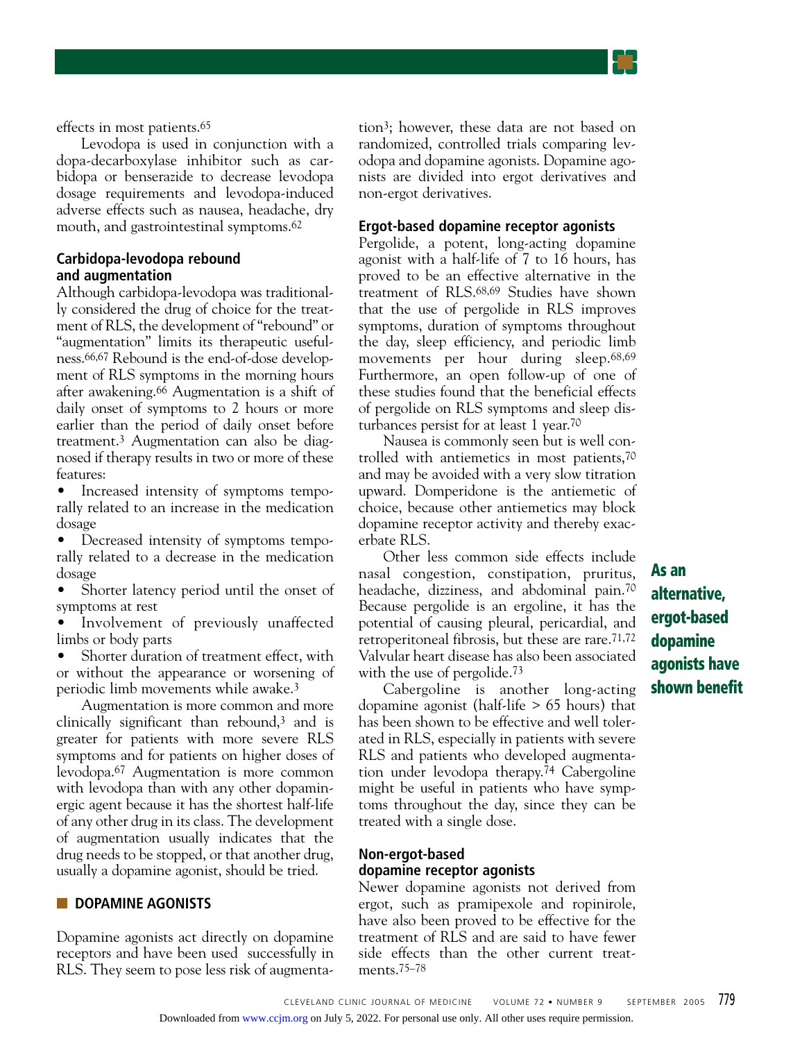effects in most patients.[65]

Levodopa is used in conjunction with a dopa-decarboxylase inhibitor such as carbidopa or benserazide to decrease levodopa dosage requirements and levodopa-induced adverse effects such as nausea, headache, dry mouth, and gastrointestinal symptoms.[62]

### Carbidopa-levodopa rebound and augmentation

Although carbidopa-levodopa was traditionally considered the drug of choice for the treatment of RLS, the development of "rebound" or "augmentation" limits its therapeutic usefulness.[66,67] Rebound is the end-of-dose development of RLS symptoms in the morning hours after awakening.[66] Augmentation is a shift of daily onset of symptoms to 2 hours or more earlier than the period of daily onset before treatment.[3] Augmentation can also be diagnosed if therapy results in two or more of these features:

- Increased intensity of symptoms temporally related to an increase in the medication dosage
- Decreased intensity of symptoms temporally related to a decrease in the medication dosage
- Shorter latency period until the onset of symptoms at rest
- Involvement of previously unaffected limbs or body parts
- Shorter duration of treatment effect, with or without the appearance or worsening of periodic limb movements while awake.[3]

Augmentation is more common and more clinically significant than rebound,[3] and is greater for patients with more severe RLS symptoms and for patients on higher doses of levodopa.[67] Augmentation is more common with levodopa than with any other dopaminergic agent because it has the shortest half-life of any other drug in its class. The development of augmentation usually indicates that the drug needs to be stopped, or that another drug, usually a dopamine agonist, should be tried.

## DOPAMINE AGONISTS

Dopamine agonists act directly on dopamine receptors and have been used successfully in RLS. They seem to pose less risk of augmentation[3]; however, these data are not based on randomized, controlled trials comparing levodopa and dopamine agonists. Dopamine agonists are divided into ergot derivatives and non-ergot derivatives.

### Ergot-based dopamine receptor agonists

Pergolide, a potent, long-acting dopamine agonist with a half-life of 7 to 16 hours, has proved to be an effective alternative in the treatment of RLS.[68,69] Studies have shown that the use of pergolide in RLS improves symptoms, duration of symptoms throughout the day, sleep efficiency, and periodic limb movements per hour during sleep.[68,69] Furthermore, an open follow-up of one of these studies found that the beneficial effects of pergolide on RLS symptoms and sleep disturbances persist for at least 1 year.[70]

Nausea is commonly seen but is well controlled with antiemetics in most patients,[70] and may be avoided with a very slow titration upward. Domperidone is the antiemetic of choice, because other antiemetics may block dopamine receptor activity and thereby exacerbate RLS.

Other less common side effects include nasal congestion, constipation, pruritus, headache, dizziness, and abdominal pain.[70] Because pergolide is an ergoline, it has the potential of causing pleural, pericardial, and retroperitoneal fibrosis, but these are rare.[71,72] Valvular heart disease has also been associated with the use of pergolide.[73]

**As an alternative, ergot-based dopamine agonists have shown benefit**

Cabergoline is another long-acting dopamine agonist (half-life > 65 hours) that has been shown to be effective and well tolerated in RLS, especially in patients with severe RLS and patients who developed augmentation under levodopa therapy.[74] Cabergoline might be useful in patients who have symptoms throughout the day, since they can be treated with a single dose.

### Non-ergot-based dopamine receptor agonists

Newer dopamine agonists not derived from ergot, such as pramipexole and ropinirole, have also been proved to be effective for the treatment of RLS and are said to have fewer side effects than the other current treatments.[75–78]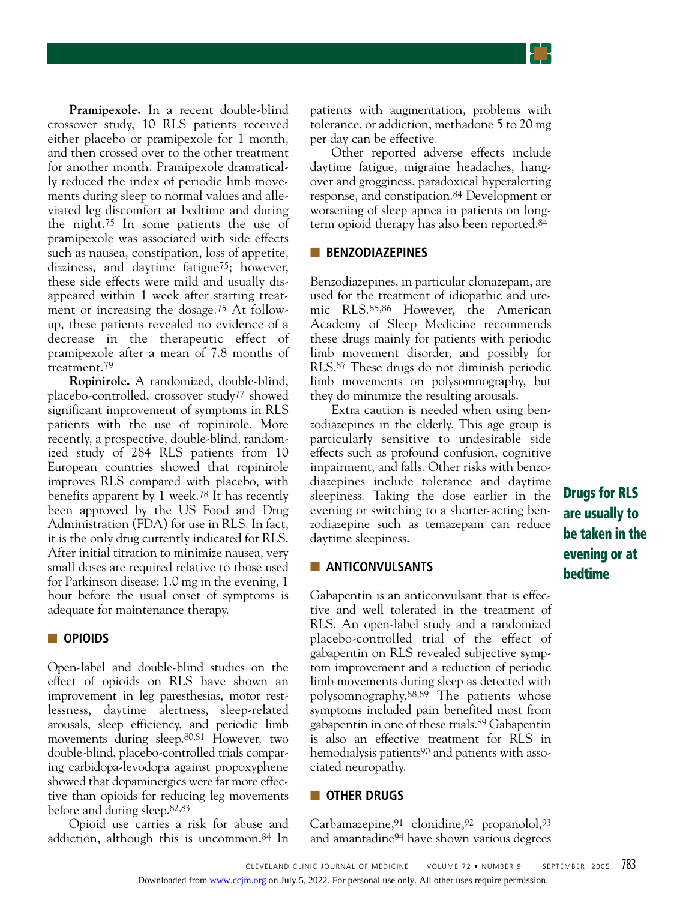**Pramipexole.** In a recent double-blind crossover study, 10 RLS patients received either placebo or pramipexole for 1 month, and then crossed over to the other treatment for another month. Pramipexole dramatically reduced the index of periodic limb movements during sleep to normal values and alleviated leg discomfort at bedtime and during the night.[75] In some patients the use of pramipexole was associated with side effects such as nausea, constipation, loss of appetite, dizziness, and daytime fatigue[75]; however, these side effects were mild and usually disappeared within 1 week after starting treatment or increasing the dosage.[75] At follow-up, these patients revealed no evidence of a decrease in the therapeutic effect of pramipexole after a mean of 7.8 months of treatment.[79]

**Ropinirole.** A randomized, double-blind, placebo-controlled, crossover study[77] showed significant improvement of symptoms in RLS patients with the use of ropinirole. More recently, a prospective, double-blind, randomized study of 284 RLS patients from 10 European countries showed that ropinirole improves RLS compared with placebo, with benefits apparent by 1 week.[78] It has recently been approved by the US Food and Drug Administration (FDA) for use in RLS. In fact, it is the only drug currently indicated for RLS. After initial titration to minimize nausea, very small doses are required relative to those used for Parkinson disease: 1.0 mg in the evening, 1 hour before the usual onset of symptoms is adequate for maintenance therapy.

## OPIOIDS

Open-label and double-blind studies on the effect of opioids on RLS have shown an improvement in leg paresthesias, motor restlessness, daytime alertness, sleep-related arousals, sleep efficiency, and periodic limb movements during sleep.[80,81] However, two double-blind, placebo-controlled trials comparing carbidopa-levodopa against propoxyphene showed that dopaminergics were far more effective than opioids for reducing leg movements before and during sleep.[82,83]

Opioid use carries a risk for abuse and addiction, although this is uncommon.[84] In patients with augmentation, problems with tolerance, or addiction, methadone 5 to 20 mg per day can be effective.

Other reported adverse effects include daytime fatigue, migraine headaches, hangover and grogginess, paradoxical hyperalerting response, and constipation.[84] Development or worsening of sleep apnea in patients on long-term opioid therapy has also been reported.[84]

## BENZODIAZEPINES

Benzodiazepines, in particular clonazepam, are used for the treatment of idiopathic and uremic RLS.[85,86] However, the American Academy of Sleep Medicine recommends these drugs mainly for patients with periodic limb movement disorder, and possibly for RLS.[87] These drugs do not diminish periodic limb movements on polysomnography, but they do minimize the resulting arousals.

Extra caution is needed when using benzodiazepines in the elderly. This age group is particularly sensitive to undesirable side effects such as profound confusion, cognitive impairment, and falls. Other risks with benzodiazepines include tolerance and daytime sleepiness. Taking the dose earlier in the evening or switching to a shorter-acting benzodiazepine such as temazepam can reduce daytime sleepiness.

**Drugs for RLS are usually to be taken in the evening or at bedtime**

## ANTICONVULSANTS

Gabapentin is an anticonvulsant that is effective and well tolerated in the treatment of RLS. An open-label study and a randomized placebo-controlled trial of the effect of gabapentin on RLS revealed subjective symptom improvement and a reduction of periodic limb movements during sleep as detected with polysomnography.[88,89] The patients whose symptoms included pain benefited most from gabapentin in one of these trials.[89] Gabapentin is also an effective treatment for RLS in hemodialysis patients[90] and patients with associated neuropathy.

## OTHER DRUGS

Carbamazepine,[91] clonidine,[92] propanolol,[93] and amantadine[94] have shown various degrees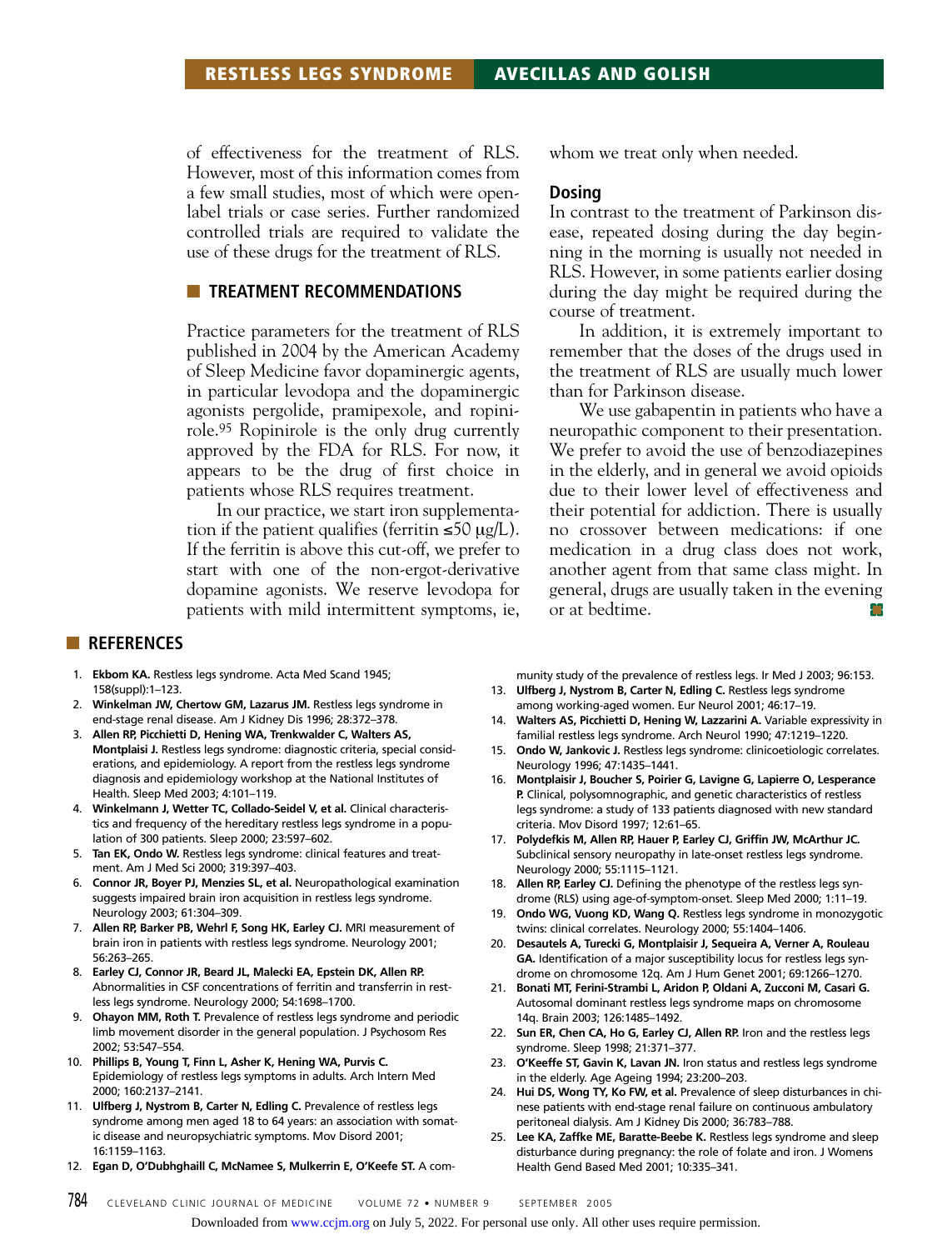of effectiveness for the treatment of RLS. However, most of this information comes from a few small studies, most of which were open-label trials or case series. Further randomized controlled trials are required to validate the use of these drugs for the treatment of RLS.

## TREATMENT RECOMMENDATIONS

Practice parameters for the treatment of RLS published in 2004 by the American Academy of Sleep Medicine favor dopaminergic agents, in particular levodopa and the dopaminergic agonists pergolide, pramipexole, and ropinirole.[95] Ropinirole is the only drug currently approved by the FDA for RLS. For now, it appears to be the drug of first choice in patients whose RLS requires treatment.

In our practice, we start iron supplementation if the patient qualifies (ferritin ≤50 μg/L). If the ferritin is above this cut-off, we prefer to start with one of the non-ergot-derivative dopamine agonists. We reserve levodopa for patients with mild intermittent symptoms, ie, whom we treat only when needed.

### Dosing

In contrast to the treatment of Parkinson disease, repeated dosing during the day beginning in the morning is usually not needed in RLS. However, in some patients earlier dosing during the day might be required during the course of treatment.

In addition, it is extremely important to remember that the doses of the drugs used in the treatment of RLS are usually much lower than for Parkinson disease.

We use gabapentin in patients who have a neuropathic component to their presentation. We prefer to avoid the use of benzodiazepines in the elderly, and in general we avoid opioids due to their lower level of effectiveness and their potential for addiction. There is usually no crossover between medications: if one medication in a drug class does not work, another agent from that same class might. In general, drugs are usually taken in the evening or at bedtime.

## REFERENCES

1. **Ekbom KA.** Restless legs syndrome. Acta Med Scand 1945; 158(suppl):1–123.
2. **Winkelman JW, Chertow GM, Lazarus JM.** Restless legs syndrome in end-stage renal disease. Am J Kidney Dis 1996; 28:372–378.
3. **Allen RP, Picchietti D, Hening WA, Trenkwalder C, Walters AS, Montplaisi J.** Restless legs syndrome: diagnostic criteria, special considerations, and epidemiology. A report from the restless legs syndrome diagnosis and epidemiology workshop at the National Institutes of Health. Sleep Med 2003; 4:101–119.
4. **Winkelmann J, Wetter TC, Collado-Seidel V, et al.** Clinical characteristics and frequency of the hereditary restless legs syndrome in a population of 300 patients. Sleep 2000; 23:597–602.
5. **Tan EK, Ondo W.** Restless legs syndrome: clinical features and treatment. Am J Med Sci 2000; 319:397–403.
6. **Connor JR, Boyer PJ, Menzies SL, et al.** Neuropathological examination suggests impaired brain iron acquisition in restless legs syndrome. Neurology 2003; 61:304–309.
7. **Allen RP, Barker PB, Wehrl F, Song HK, Earley CJ.** MRI measurement of brain iron in patients with restless legs syndrome. Neurology 2001; 56:263–265.
8. **Earley CJ, Connor JR, Beard JL, Malecki EA, Epstein DK, Allen RP.** Abnormalities in CSF concentrations of ferritin and transferrin in restless legs syndrome. Neurology 2000; 54:1698–1700.
9. **Ohayon MM, Roth T.** Prevalence of restless legs syndrome and periodic limb movement disorder in the general population. J Psychosom Res 2002; 53:547–554.
10. **Phillips B, Young T, Finn L, Asher K, Hening WA, Purvis C.** Epidemiology of restless legs symptoms in adults. Arch Intern Med 2000; 160:2137–2141.
11. **Ulfberg J, Nystrom B, Carter N, Edling C.** Prevalence of restless legs syndrome among men aged 18 to 64 years: an association with somatic disease and neuropsychiatric symptoms. Mov Disord 2001; 16:1159–1163.
12. **Egan D, O'Dubhghaill C, McNamee S, Mulkerrin E, O'Keefe ST.** A community study of the prevalence of restless legs. Ir Med J 2003; 96:153.
13. **Ulfberg J, Nystrom B, Carter N, Edling C.** Restless legs syndrome among working-aged women. Eur Neurol 2001; 46:17–19.
14. **Walters AS, Picchietti D, Hening W, Lazzarini A.** Variable expressivity in familial restless legs syndrome. Arch Neurol 1990; 47:1219–1220.
15. **Ondo W, Jankovic J.** Restless legs syndrome: clinicoetiologic correlates. Neurology 1996; 47:1435–1441.
16. **Montplaisir J, Boucher S, Poirier G, Lavigne G, Lapierre O, Lesperance P.** Clinical, polysomnographic, and genetic characteristics of restless legs syndrome: a study of 133 patients diagnosed with new standard criteria. Mov Disord 1997; 12:61–65.
17. **Polydefkis M, Allen RP, Hauer P, Earley CJ, Griffin JW, McArthur JC.** Subclinical sensory neuropathy in late-onset restless legs syndrome. Neurology 2000; 55:1115–1121.
18. **Allen RP, Earley CJ.** Defining the phenotype of the restless legs syndrome (RLS) using age-of-symptom-onset. Sleep Med 2000; 1:11–19.
19. **Ondo WG, Vuong KD, Wang Q.** Restless legs syndrome in monozygotic twins: clinical correlates. Neurology 2000; 55:1404–1406.
20. **Desautels A, Turecki G, Montplaisir J, Sequeira A, Verner A, Rouleau GA.** Identification of a major susceptibility locus for restless legs syndrome on chromosome 12q. Am J Hum Genet 2001; 69:1266–1270.
21. **Bonati MT, Ferini-Strambi L, Aridon P, Oldani A, Zucconi M, Casari G.** Autosomal dominant restless legs syndrome maps on chromosome 14q. Brain 2003; 126:1485–1492.
22. **Sun ER, Chen CA, Ho G, Earley CJ, Allen RP.** Iron and the restless legs syndrome. Sleep 1998; 21:371–377.
23. **O'Keeffe ST, Gavin K, Lavan JN.** Iron status and restless legs syndrome in the elderly. Age Ageing 1994; 23:200–203.
24. **Hui DS, Wong TY, Ko FW, et al.** Prevalence of sleep disturbances in chinese patients with end-stage renal failure on continuous ambulatory peritoneal dialysis. Am J Kidney Dis 2000; 36:783–788.
25. **Lee KA, Zaffke ME, Baratte-Beebe K.** Restless legs syndrome and sleep disturbance during pregnancy: the role of folate and iron. J Womens Health Gend Based Med 2001; 10:335–341.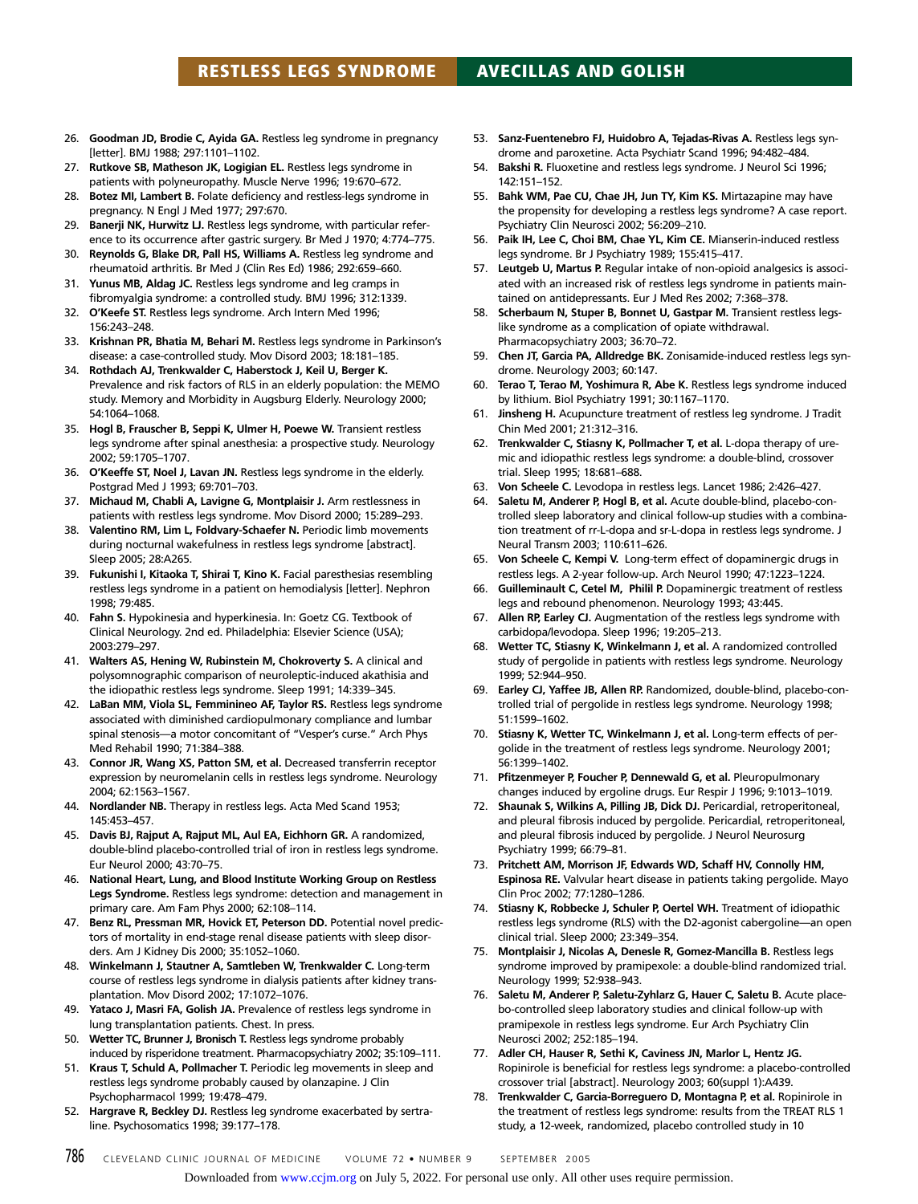26. **Goodman JD, Brodie C, Ayida GA.** Restless leg syndrome in pregnancy [letter]. BMJ 1988; 297:1101–1102.
27. **Rutkove SB, Matheson JK, Logigian EL.** Restless legs syndrome in patients with polyneuropathy. Muscle Nerve 1996; 19:670–672.
28. **Botez MI, Lambert B.** Folate deficiency and restless-legs syndrome in pregnancy. N Engl J Med 1977; 297:670.
29. **Banerji NK, Hurwitz LJ.** Restless legs syndrome, with particular reference to its occurrence after gastric surgery. Br Med J 1970; 4:774–775.
30. **Reynolds G, Blake DR, Pall HS, Williams A.** Restless leg syndrome and rheumatoid arthritis. Br Med J (Clin Res Ed) 1986; 292:659–660.
31. **Yunus MB, Aldag JC.** Restless legs syndrome and leg cramps in fibromyalgia syndrome: a controlled study. BMJ 1996; 312:1339.
32. **O'Keefe ST.** Restless legs syndrome. Arch Intern Med 1996; 156:243–248.
33. **Krishnan PR, Bhatia M, Behari M.** Restless legs syndrome in Parkinson's disease: a case-controlled study. Mov Disord 2003; 18:181–185.
34. **Rothdach AJ, Trenkwalder C, Haberstock J, Keil U, Berger K.** Prevalence and risk factors of RLS in an elderly population: the MEMO study. Memory and Morbidity in Augsburg Elderly. Neurology 2000; 54:1064–1068.
35. **Hogl B, Frauscher B, Seppi K, Ulmer H, Poewe W.** Transient restless legs syndrome after spinal anesthesia: a prospective study. Neurology 2002; 59:1705–1707.
36. **O'Keeffe ST, Noel J, Lavan JN.** Restless legs syndrome in the elderly. Postgrad Med J 1993; 69:701–703.
37. **Michaud M, Chabli A, Lavigne G, Montplaisir J.** Arm restlessness in patients with restless legs syndrome. Mov Disord 2000; 15:289–293.
38. **Valentino RM, Lim L, Foldvary-Schaefer N.** Periodic limb movements during nocturnal wakefulness in restless legs syndrome [abstract]. Sleep 2005; 28:A265.
39. **Fukunishi I, Kitaoka T, Shirai T, Kino K.** Facial paresthesias resembling restless legs syndrome in a patient on hemodialysis [letter]. Nephron 1998; 79:485.
40. **Fahn S.** Hypokinesia and hyperkinesia. In: Goetz CG. Textbook of Clinical Neurology. 2nd ed. Philadelphia: Elsevier Science (USA); 2003:279–297.
41. **Walters AS, Hening W, Rubinstein M, Chokroverty S.** A clinical and polysomnographic comparison of neuroleptic-induced akathisia and the idiopathic restless legs syndrome. Sleep 1991; 14:339–345.
42. **LaBan MM, Viola SL, Femminineo AF, Taylor RS.** Restless legs syndrome associated with diminished cardiopulmonary compliance and lumbar spinal stenosis—a motor concomitant of "Vesper's curse." Arch Phys Med Rehabil 1990; 71:384–388.
43. **Connor JR, Wang XS, Patton SM, et al.** Decreased transferrin receptor expression by neuromelanin cells in restless legs syndrome. Neurology 2004; 62:1563–1567.
44. **Nordlander NB.** Therapy in restless legs. Acta Med Scand 1953; 145:453–457.
45. **Davis BJ, Rajput A, Rajput ML, Aul EA, Eichhorn GR.** A randomized, double-blind placebo-controlled trial of iron in restless legs syndrome. Eur Neurol 2000; 43:70–75.
46. **National Heart, Lung, and Blood Institute Working Group on Restless Legs Syndrome.** Restless legs syndrome: detection and management in primary care. Am Fam Phys 2000; 62:108–114.
47. **Benz RL, Pressman MR, Hovick ET, Peterson DD.** Potential novel predictors of mortality in end-stage renal disease patients with sleep disorders. Am J Kidney Dis 2000; 35:1052–1060.
48. **Winkelmann J, Stautner A, Samtleben W, Trenkwalder C.** Long-term course of restless legs syndrome in dialysis patients after kidney transplantation. Mov Disord 2002; 17:1072–1076.
49. **Yataco J, Masri FA, Golish JA.** Prevalence of restless legs syndrome in lung transplantation patients. Chest. In press.
50. **Wetter TC, Brunner J, Bronisch T.** Restless legs syndrome probably induced by risperidone treatment. Pharmacopsychiatry 2002; 35:109–111.
51. **Kraus T, Schuld A, Pollmacher T.** Periodic leg movements in sleep and restless legs syndrome probably caused by olanzapine. J Clin Psychopharmacol 1999; 19:478–479.
52. **Hargrave R, Beckley DJ.** Restless leg syndrome exacerbated by sertraline. Psychosomatics 1998; 39:177–178.
53. **Sanz-Fuentenebro FJ, Huidobro A, Tejadas-Rivas A.** Restless legs syndrome and paroxetine. Acta Psychiatr Scand 1996; 94:482–484.
54. **Bakshi R.** Fluoxetine and restless legs syndrome. J Neurol Sci 1996; 142:151–152.
55. **Bahk WM, Pae CU, Chae JH, Jun TY, Kim KS.** Mirtazapine may have the propensity for developing a restless legs syndrome? A case report. Psychiatry Clin Neurosci 2002; 56:209–210.
56. **Paik IH, Lee C, Choi BM, Chae YL, Kim CE.** Mianserin-induced restless legs syndrome. Br J Psychiatry 1989; 155:415–417.
57. **Leutgeb U, Martus P.** Regular intake of non-opioid analgesics is associated with an increased risk of restless legs syndrome in patients maintained on antidepressants. Eur J Med Res 2002; 7:368–378.
58. **Scherbaum N, Stuper B, Bonnet U, Gastpar M.** Transient restless legs-like syndrome as a complication of opiate withdrawal. Pharmacopsychiatry 2003; 36:70–72.
59. **Chen JT, Garcia PA, Alldredge BK.** Zonisamide-induced restless legs syndrome. Neurology 2003; 60:147.
60. **Terao T, Terao M, Yoshimura R, Abe K.** Restless legs syndrome induced by lithium. Biol Psychiatry 1991; 30:1167–1170.
61. **Jinsheng H.** Acupuncture treatment of restless leg syndrome. J Tradit Chin Med 2001; 21:312–316.
62. **Trenkwalder C, Stiasny K, Pollmacher T, et al.** L-dopa therapy of uremic and idiopathic restless legs syndrome: a double-blind, crossover trial. Sleep 1995; 18:681–688.
63. **Von Scheele C.** Levodopa in restless legs. Lancet 1986; 2:426–427.
64. **Saletu M, Anderer P, Hogl B, et al.** Acute double-blind, placebo-controlled sleep laboratory and clinical follow-up studies with a combination treatment of rr-L-dopa and sr-L-dopa in restless legs syndrome. J Neural Transm 2003; 110:611–626.
65. **Von Scheele C, Kempi V.** Long-term effect of dopaminergic drugs in restless legs. A 2-year follow-up. Arch Neurol 1990; 47:1223–1224.
66. **Guilleminault C, Cetel M, Philil P.** Dopaminergic treatment of restless legs and rebound phenomenon. Neurology 1993; 43:445.
67. **Allen RP, Earley CJ.** Augmentation of the restless legs syndrome with carbidopa/levodopa. Sleep 1996; 19:205–213.
68. **Wetter TC, Stiasny K, Winkelmann J, et al.** A randomized controlled study of pergolide in patients with restless legs syndrome. Neurology 1999; 52:944–950.
69. **Earley CJ, Yaffee JB, Allen RP.** Randomized, double-blind, placebo-controlled trial of pergolide in restless legs syndrome. Neurology 1998; 51:1599–1602.
70. **Stiasny K, Wetter TC, Winkelmann J, et al.** Long-term effects of pergolide in the treatment of restless legs syndrome. Neurology 2001; 56:1399–1402.
71. **Pfitzenmeyer P, Foucher P, Dennewald G, et al.** Pleuropulmonary changes induced by ergoline drugs. Eur Respir J 1996; 9:1013–1019.
72. **Shaunak S, Wilkins A, Pilling JB, Dick DJ.** Pericardial, retroperitoneal, and pleural fibrosis induced by pergolide. Pericardial, retroperitoneal, and pleural fibrosis induced by pergolide. J Neurol Neurosurg Psychiatry 1999; 66:79–81.
73. **Pritchett AM, Morrison JF, Edwards WD, Schaff HV, Connolly HM, Espinosa RE.** Valvular heart disease in patients taking pergolide. Mayo Clin Proc 2002; 77:1280–1286.
74. **Stiasny K, Robbecke J, Schuler P, Oertel WH.** Treatment of idiopathic restless legs syndrome (RLS) with the D2-agonist cabergoline—an open clinical trial. Sleep 2000; 23:349–354.
75. **Montplaisir J, Nicolas A, Denesle R, Gomez-Mancilla B.** Restless legs syndrome improved by pramipexole: a double-blind randomized trial. Neurology 1999; 52:938–943.
76. **Saletu M, Anderer P, Saletu-Zyhlarz G, Hauer C, Saletu B.** Acute placebo-controlled sleep laboratory studies and clinical follow-up with pramipexole in restless legs syndrome. Eur Arch Psychiatry Clin Neurosci 2002; 252:185–194.
77. **Adler CH, Hauser R, Sethi K, Caviness JN, Marlor L, Hentz JG.** Ropinirole is beneficial for restless legs syndrome: a placebo-controlled crossover trial [abstract]. Neurology 2003; 60(suppl 1):A439.
78. **Trenkwalder C, Garcia-Borreguero D, Montagna P, et al.** Ropinirole in the treatment of restless legs syndrome: results from the TREAT RLS 1 study, a 12-week, randomized, placebo controlled study in 10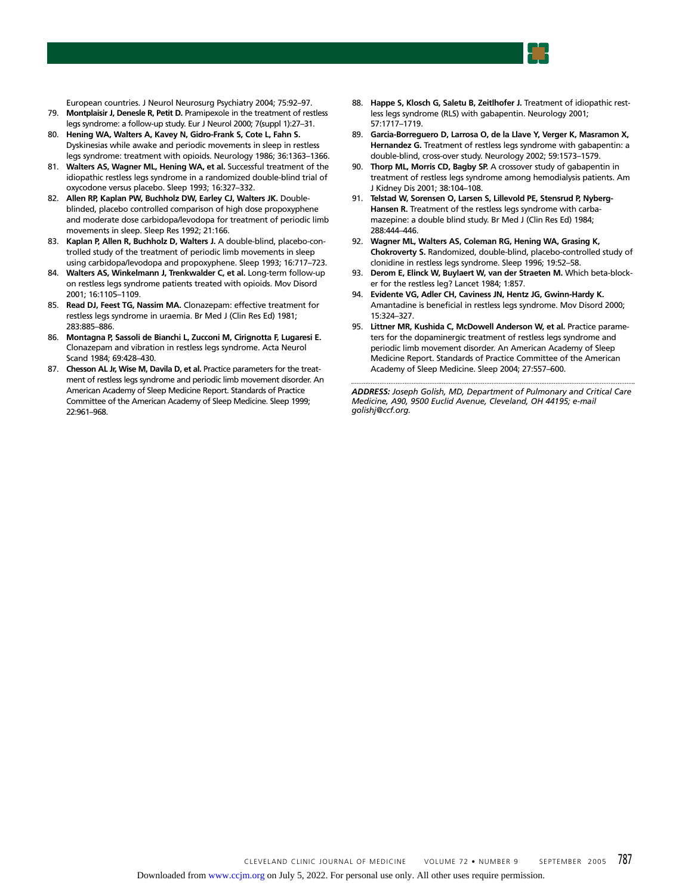European countries. J Neurol Neurosurg Psychiatry 2004; 75:92–97.

79. **Montplaisir J, Denesle R, Petit D.** Pramipexole in the treatment of restless legs syndrome: a follow-up study. Eur J Neurol 2000; 7(suppl 1):27–31.
80. **Hening WA, Walters A, Kavey N, Gidro-Frank S, Cote L, Fahn S.** Dyskinesias while awake and periodic movements in sleep in restless legs syndrome: treatment with opioids. Neurology 1986; 36:1363–1366.
81. **Walters AS, Wagner ML, Hening WA, et al.** Successful treatment of the idiopathic restless legs syndrome in a randomized double-blind trial of oxycodone versus placebo. Sleep 1993; 16:327–332.
82. **Allen RP, Kaplan PW, Buchholz DW, Earley CJ, Walters JK.** Double-blinded, placebo controlled comparison of high dose propoxyphene and moderate dose carbidopa/levodopa for treatment of periodic limb movements in sleep. Sleep Res 1992; 21:166.
83. **Kaplan P, Allen R, Buchholz D, Walters J.** A double-blind, placebo-controlled study of the treatment of periodic limb movements in sleep using carbidopa/levodopa and propoxyphene. Sleep 1993; 16:717–723.
84. **Walters AS, Winkelmann J, Trenkwalder C, et al.** Long-term follow-up on restless legs syndrome patients treated with opioids. Mov Disord 2001; 16:1105–1109.
85. **Read DJ, Feest TG, Nassim MA.** Clonazepam: effective treatment for restless legs syndrome in uraemia. Br Med J (Clin Res Ed) 1981; 283:885–886.
86. **Montagna P, Sassoli de Bianchi L, Zucconi M, Cirignotta F, Lugaresi E.** Clonazepam and vibration in restless legs syndrome. Acta Neurol Scand 1984; 69:428–430.
87. **Chesson AL Jr, Wise M, Davila D, et al.** Practice parameters for the treatment of restless legs syndrome and periodic limb movement disorder. An American Academy of Sleep Medicine Report. Standards of Practice Committee of the American Academy of Sleep Medicine. Sleep 1999; 22:961–968.
88. **Happe S, Klosch G, Saletu B, Zeitlhofer J.** Treatment of idiopathic restless legs syndrome (RLS) with gabapentin. Neurology 2001; 57:1717–1719.
89. **Garcia-Borreguero D, Larrosa O, de la Llave Y, Verger K, Masramon X, Hernandez G.** Treatment of restless legs syndrome with gabapentin: a double-blind, cross-over study. Neurology 2002; 59:1573–1579.
90. **Thorp ML, Morris CD, Bagby SP.** A crossover study of gabapentin in treatment of restless legs syndrome among hemodialysis patients. Am J Kidney Dis 2001; 38:104–108.
91. **Telstad W, Sorensen O, Larsen S, Lillevold PE, Stensrud P, Nyberg-Hansen R.** Treatment of the restless legs syndrome with carbamazepine: a double blind study. Br Med J (Clin Res Ed) 1984; 288:444–446.
92. **Wagner ML, Walters AS, Coleman RG, Hening WA, Grasing K, Chokroverty S.** Randomized, double-blind, placebo-controlled study of clonidine in restless legs syndrome. Sleep 1996; 19:52–58.
93. **Derom E, Elinck W, Buylaert W, van der Straeten M.** Which beta-blocker for the restless leg? Lancet 1984; 1:857.
94. **Evidente VG, Adler CH, Caviness JN, Hentz JG, Gwinn-Hardy K.** Amantadine is beneficial in restless legs syndrome. Mov Disord 2000; 15:324–327.
95. **Littner MR, Kushida C, McDowell Anderson W, et al.** Practice parameters for the dopaminergic treatment of restless legs syndrome and periodic limb movement disorder. An American Academy of Sleep Medicine Report. Standards of Practice Committee of the American Academy of Sleep Medicine. Sleep 2004; 27:557–600.

***ADDRESS:** Joseph Golish, MD, Department of Pulmonary and Critical Care Medicine, A90, 9500 Euclid Avenue, Cleveland, OH 44195; e-mail golishj@ccf.org.*

Downloaded from www.ccjm.org on July 5, 2022. For personal use only. All other uses require permission.